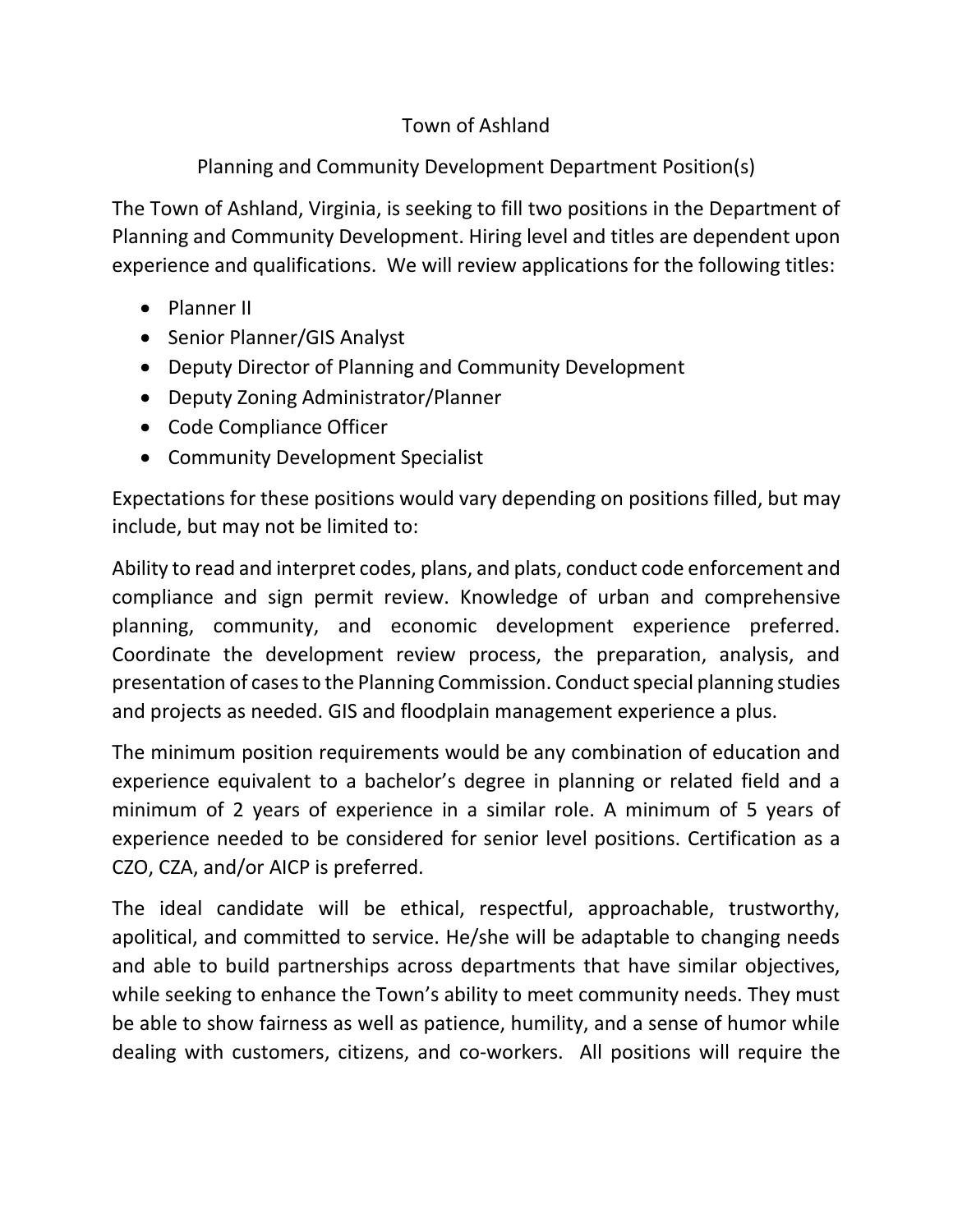# Town of Ashland

## Planning and Community Development Department Position(s)

The Town of Ashland, Virginia, is seeking to fill two positions in the Department of Planning and Community Development. Hiring level and titles are dependent upon experience and qualifications. We will review applications for the following titles:

- Planner II
- Senior Planner/GIS Analyst
- Deputy Director of Planning and Community Development
- Deputy Zoning Administrator/Planner
- Code Compliance Officer
- Community Development Specialist

Expectations for these positions would vary depending on positions filled, but may include, but may not be limited to:

Ability to read and interpret codes, plans, and plats, conduct code enforcement and compliance and sign permit review. Knowledge of urban and comprehensive planning, community, and economic development experience preferred. Coordinate the development review process, the preparation, analysis, and presentation of cases to the Planning Commission. Conduct special planning studies and projects as needed. GIS and floodplain management experience a plus.

The minimum position requirements would be any combination of education and experience equivalent to a bachelor's degree in planning or related field and a minimum of 2 years of experience in a similar role. A minimum of 5 years of experience needed to be considered for senior level positions. Certification as a CZO, CZA, and/or AICP is preferred.

The ideal candidate will be ethical, respectful, approachable, trustworthy, apolitical, and committed to service. He/she will be adaptable to changing needs and able to build partnerships across departments that have similar objectives, while seeking to enhance the Town's ability to meet community needs. They must be able to show fairness as well as patience, humility, and a sense of humor while dealing with customers, citizens, and co-workers. All positions will require the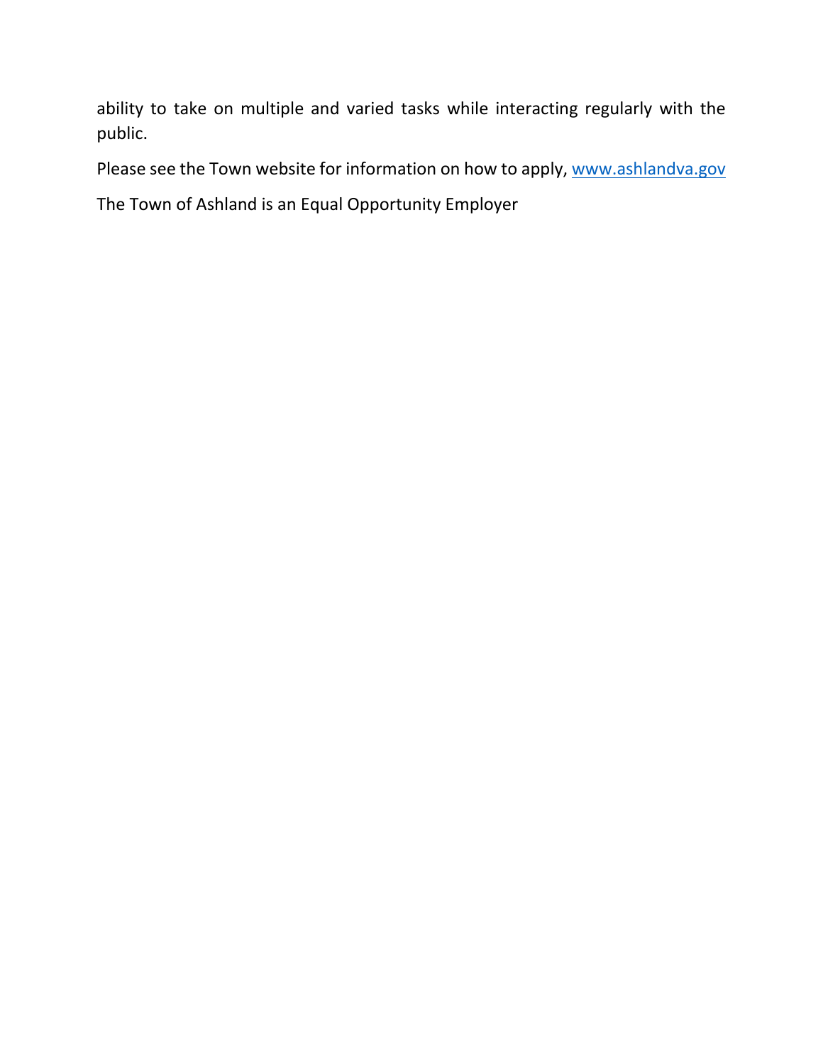ability to take on multiple and varied tasks while interacting regularly with the public.

Please see the Town website for information on how to apply, [www.ashlandva.gov](http://www.ashlandva.gov)

The Town of Ashland is an Equal Opportunity Employer